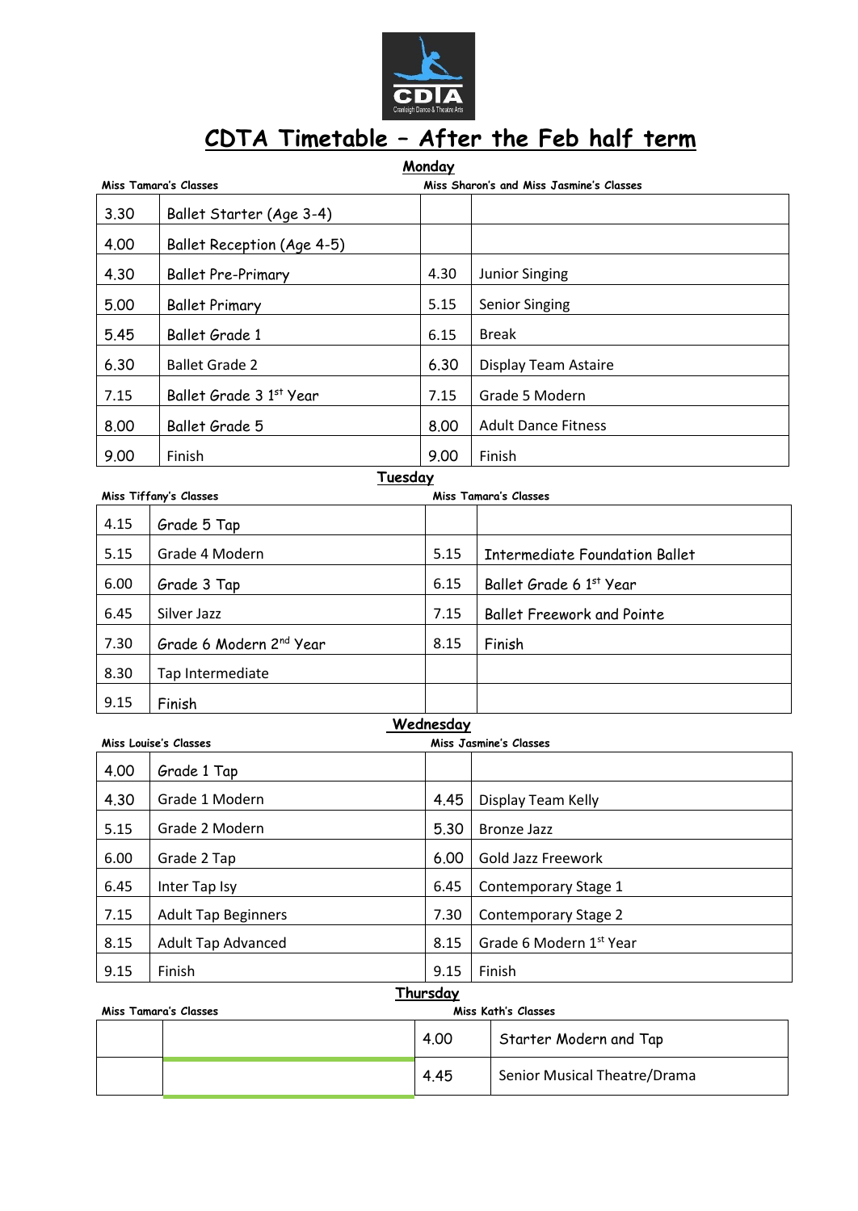# CDTA Timetable – After the Feb half term

## Monday

| Miss Tamara's Classes | | Miss Sharon's and Miss Jasmine's Classes | |
|---|---|---|---|
| 3.30 | Ballet Starter (Age 3-4) | | |
| 4.00 | Ballet Reception (Age 4-5) | | |
| 4.30 | Ballet Pre-Primary | 4.30 | Junior Singing |
| 5.00 | Ballet Primary | 5.15 | Senior Singing |
| 5.45 | Ballet Grade 1 | 6.15 | Break |
| 6.30 | Ballet Grade 2 | 6.30 | Display Team Astaire |
| 7.15 | Ballet Grade 3 1st Year | 7.15 | Grade 5 Modern |
| 8.00 | Ballet Grade 5 | 8.00 | Adult Dance Fitness |
| 9.00 | Finish | 9.00 | Finish |

## Tuesday

| Miss Tiffany's Classes | | Miss Tamara's Classes | |
|---|---|---|---|
| 4.15 | Grade 5 Tap | | |
| 5.15 | Grade 4 Modern | 5.15 | Intermediate Foundation Ballet |
| 6.00 | Grade 3 Tap | 6.15 | Ballet Grade 6 1st Year |
| 6.45 | Silver Jazz | 7.15 | Ballet Freework and Pointe |
| 7.30 | Grade 6 Modern 2nd Year | 8.15 | Finish |
| 8.30 | Tap Intermediate | | |
| 9.15 | Finish | | |

## Wednesday

| Miss Louise's Classes | | Miss Jasmine's Classes | |
|---|---|---|---|
| 4.00 | Grade 1 Tap | | |
| 4.30 | Grade 1 Modern | 4.45 | Display Team Kelly |
| 5.15 | Grade 2 Modern | 5.30 | Bronze Jazz |
| 6.00 | Grade 2 Tap | 6.00 | Gold Jazz Freework |
| 6.45 | Inter Tap Isy | 6.45 | Contemporary Stage 1 |
| 7.15 | Adult Tap Beginners | 7.30 | Contemporary Stage 2 |
| 8.15 | Adult Tap Advanced | 8.15 | Grade 6 Modern 1st Year |
| 9.15 | Finish | 9.15 | Finish |

## Thursday

| Miss Tamara's Classes | | Miss Kath's Classes | |
|---|---|---|---|
| | | 4.00 | Starter Modern and Tap |
| | | 4.45 | Senior Musical Theatre/Drama |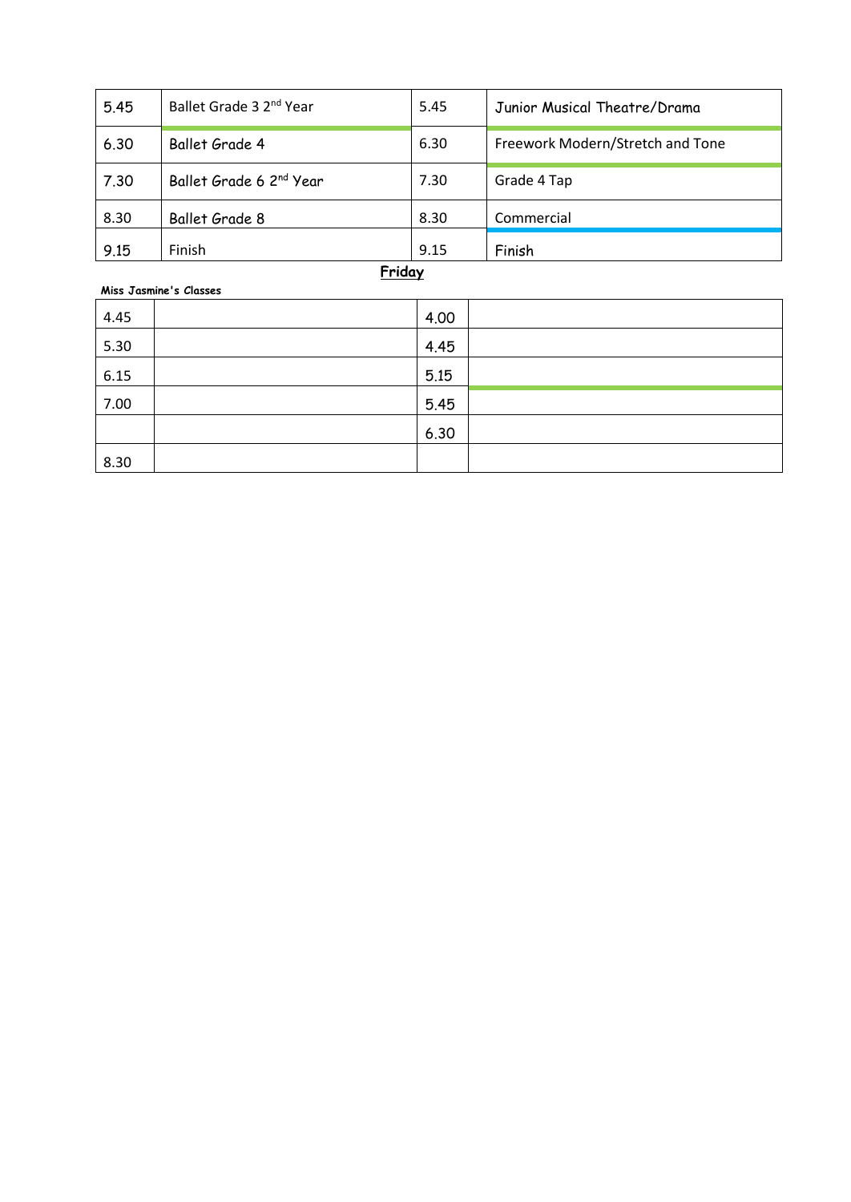| | | | |
|---|---|---|---|
| 5.45 | Ballet Grade 3 2nd Year | 5.45 | Junior Musical Theatre/Drama |
| 6.30 | Ballet Grade 4 | 6.30 | Freework Modern/Stretch and Tone |
| 7.30 | Ballet Grade 6 2nd Year | 7.30 | Grade 4 Tap |
| 8.30 | Ballet Grade 8 | 8.30 | Commercial |
| 9.15 | Finish | 9.15 | Finish |

**Friday**

**Miss Jasmine's Classes**

| | | | |
|---|---|---|---|
| 4.45 | | 4.00 | |
| 5.30 | | 4.45 | |
| 6.15 | | 5.15 | |
| 7.00 | | 5.45 | |
| | | 6.30 | |
| 8.30 | | | |